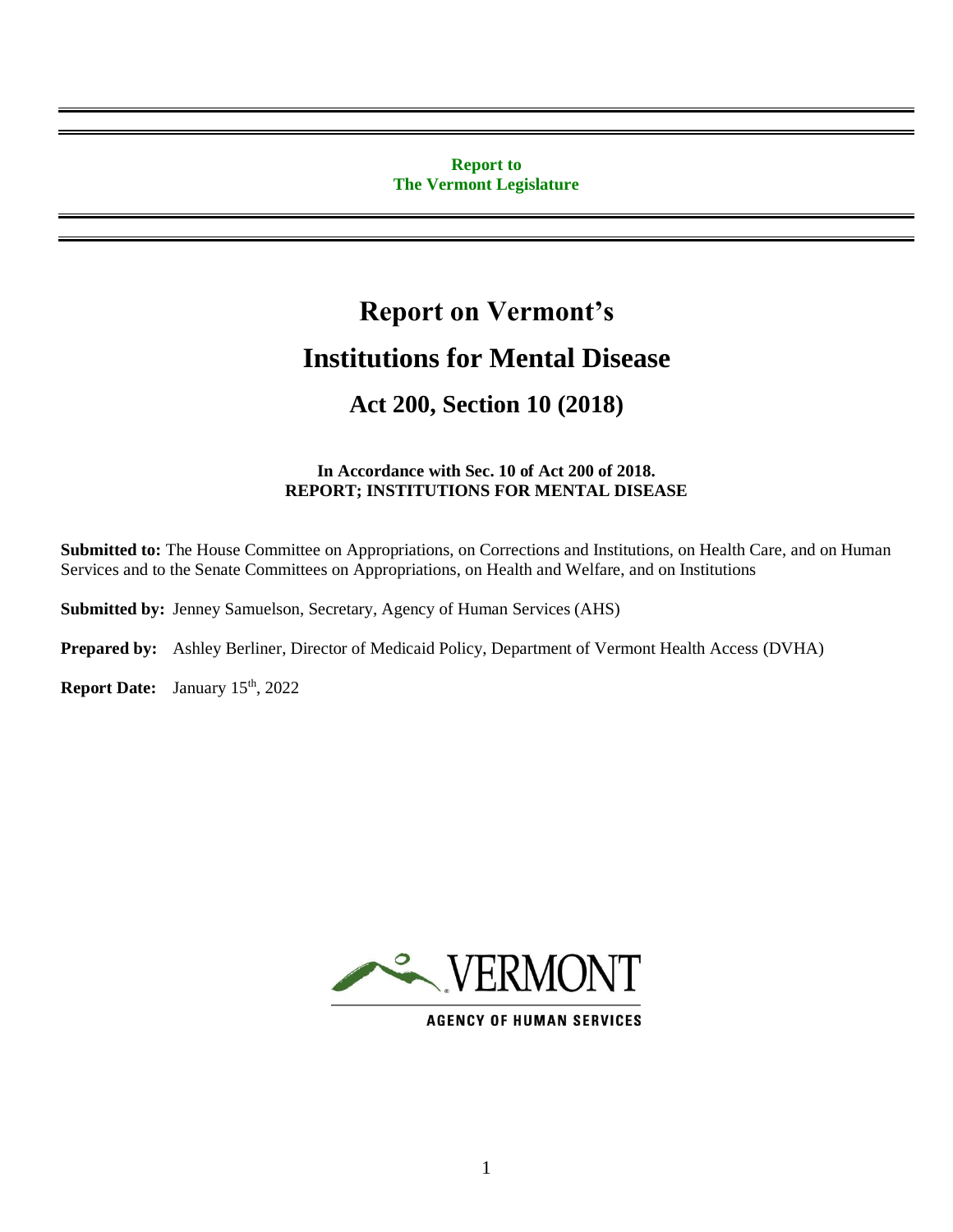**Report to**
**The Vermont Legislature**

# Report on Vermont's Institutions for Mental Disease

## Act 200, Section 10 (2018)

**In Accordance with Sec. 10 of Act 200 of 2018.**
**REPORT; INSTITUTIONS FOR MENTAL DISEASE**

**Submitted to:** The House Committee on Appropriations, on Corrections and Institutions, on Health Care, and on Human Services and to the Senate Committees on Appropriations, on Health and Welfare, and on Institutions

**Submitted by:** Jenney Samuelson, Secretary, Agency of Human Services (AHS)

**Prepared by:** Ashley Berliner, Director of Medicaid Policy, Department of Vermont Health Access (DVHA)

**Report Date:** January 15th, 2022

VERMONT
AGENCY OF HUMAN SERVICES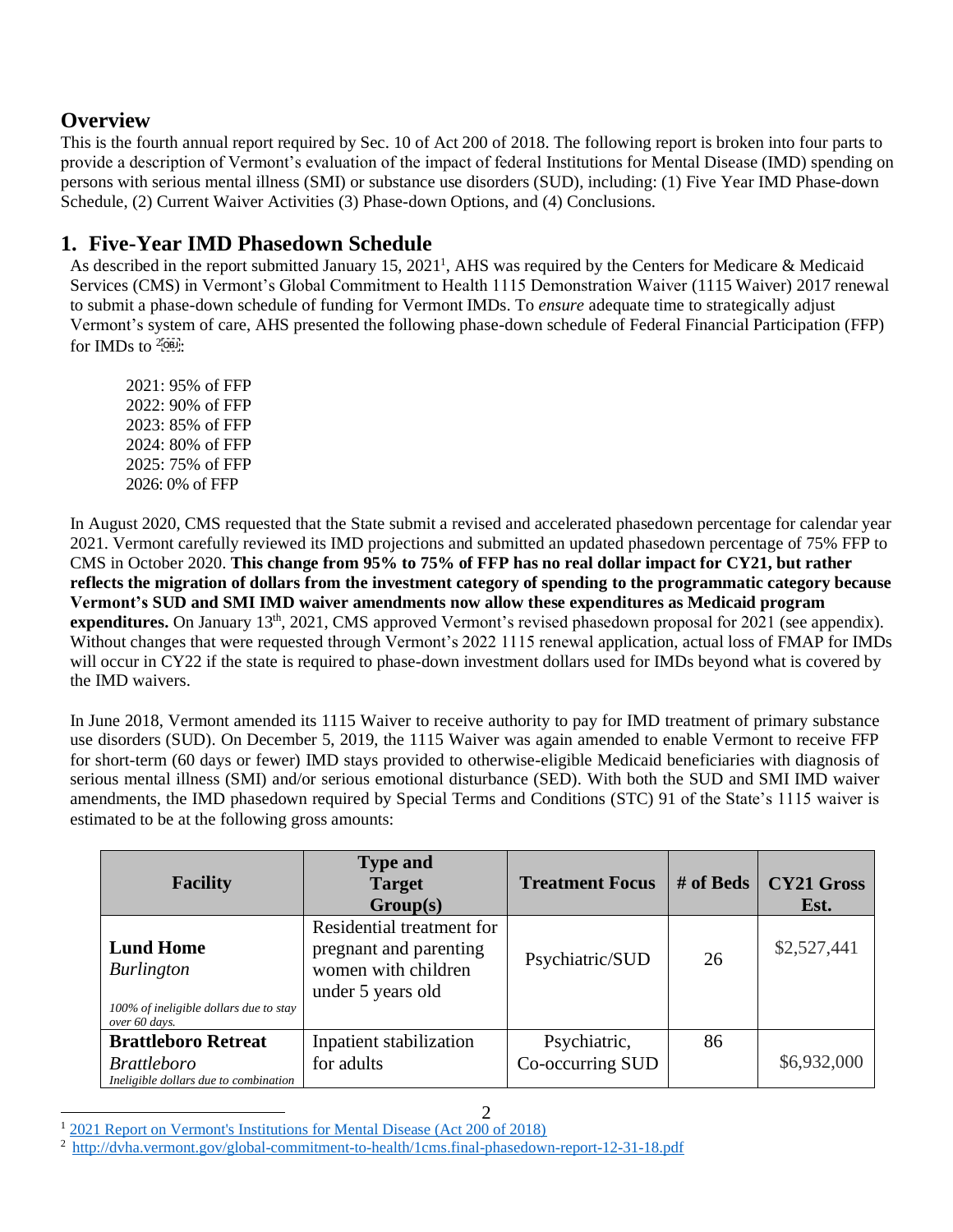## Overview

This is the fourth annual report required by Sec. 10 of Act 200 of 2018. The following report is broken into four parts to provide a description of Vermont's evaluation of the impact of federal Institutions for Mental Disease (IMD) spending on persons with serious mental illness (SMI) or substance use disorders (SUD), including: (1) Five Year IMD Phase-down Schedule, (2) Current Waiver Activities (3) Phase-down Options, and (4) Conclusions.

## 1. Five-Year IMD Phasedown Schedule

As described in the report submitted January 15, 2021[1], AHS was required by the Centers for Medicare & Medicaid Services (CMS) in Vermont's Global Commitment to Health 1115 Demonstration Waiver (1115 Waiver) 2017 renewal to submit a phase-down schedule of funding for Vermont IMDs. To *ensure* adequate time to strategically adjust Vermont's system of care, AHS presented the following phase-down schedule of Federal Financial Participation (FFP) for IMDs to [2]:

2021: 95% of FFP
2022: 90% of FFP
2023: 85% of FFP
2024: 80% of FFP
2025: 75% of FFP
2026: 0% of FFP

In August 2020, CMS requested that the State submit a revised and accelerated phasedown percentage for calendar year 2021. Vermont carefully reviewed its IMD projections and submitted an updated phasedown percentage of 75% FFP to CMS in October 2020. **This change from 95% to 75% of FFP has no real dollar impact for CY21, but rather reflects the migration of dollars from the investment category of spending to the programmatic category because Vermont's SUD and SMI IMD waiver amendments now allow these expenditures as Medicaid program expenditures.** On January 13th, 2021, CMS approved Vermont's revised phasedown proposal for 2021 (see appendix). Without changes that were requested through Vermont's 2022 1115 renewal application, actual loss of FMAP for IMDs will occur in CY22 if the state is required to phase-down investment dollars used for IMDs beyond what is covered by the IMD waivers.

In June 2018, Vermont amended its 1115 Waiver to receive authority to pay for IMD treatment of primary substance use disorders (SUD). On December 5, 2019, the 1115 Waiver was again amended to enable Vermont to receive FFP for short-term (60 days or fewer) IMD stays provided to otherwise-eligible Medicaid beneficiaries with diagnosis of serious mental illness (SMI) and/or serious emotional disturbance (SED). With both the SUD and SMI IMD waiver amendments, the IMD phasedown required by Special Terms and Conditions (STC) 91 of the State's 1115 waiver is estimated to be at the following gross amounts:

| Facility | Type and Target Group(s) | Treatment Focus | # of Beds | CY21 Gross Est. |
|---|---|---|---|---|
| **Lund Home** *Burlington* *100% of ineligible dollars due to stay over 60 days.* | Residential treatment for pregnant and parenting women with children under 5 years old | Psychiatric/SUD | 26 | $2,527,441 |
| **Brattleboro Retreat** *Brattleboro* *Ineligible dollars due to combination* | Inpatient stabilization for adults | Psychiatric, Co-occuring SUD | 86 | $6,932,000 |

[1] 2021 Report on Vermont's Institutions for Mental Disease (Act 200 of 2018)

[2] http://dvha.vermont.gov/global-commitment-to-health/1cms.final-phasedown-report-12-31-18.pdf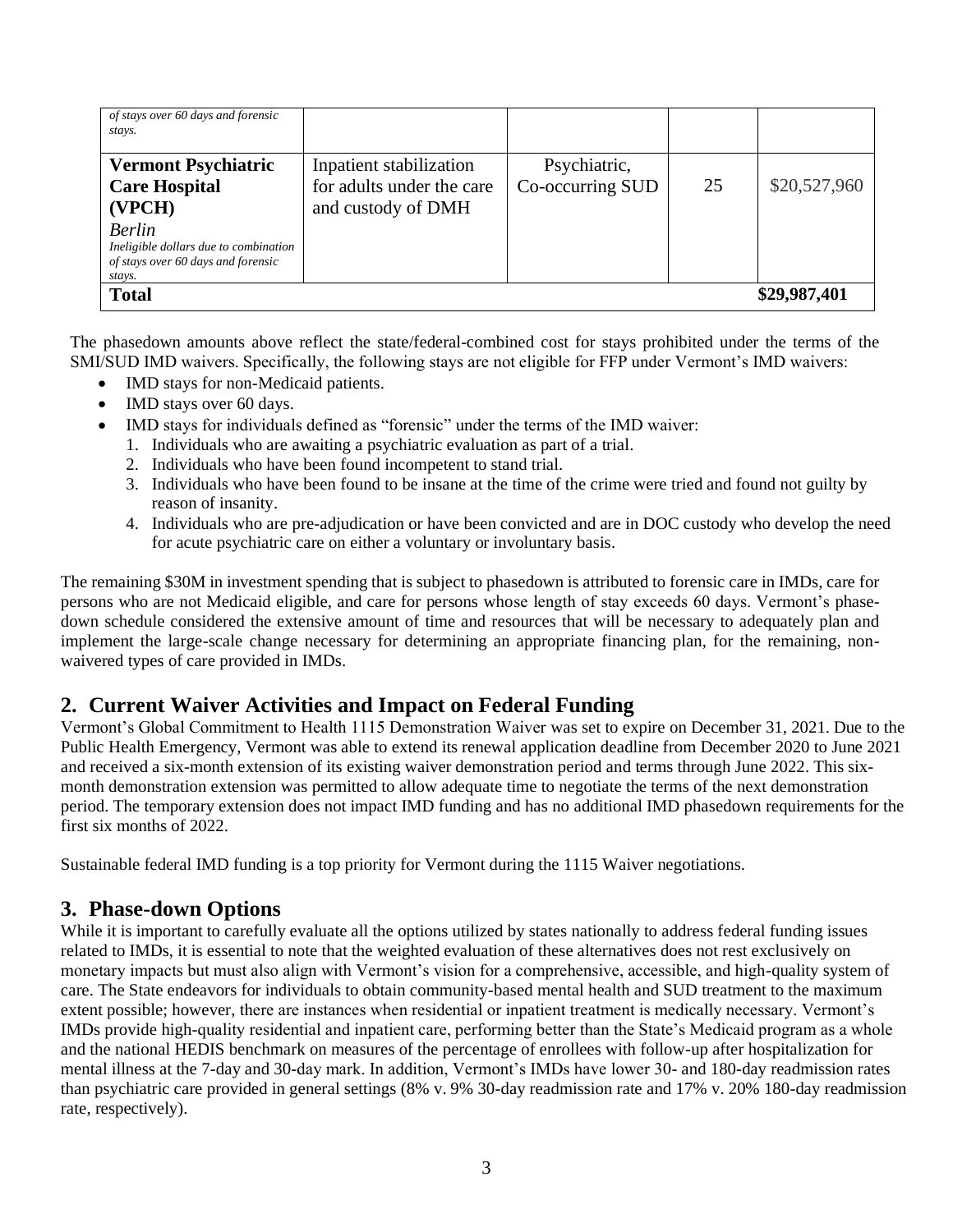| | | | | |
|---|---|---|---|---|
| *of stays over 60 days and forensic stays.* | | | | |
| **Vermont Psychiatric Care Hospital (VPCH)** *Berlin* *Ineligible dollars due to combination of stays over 60 days and forensic stays.* | Inpatient stabilization for adults under the care and custody of DMH | Psychiatric, Co-occurring SUD | 25 | $20,527,960 |
| **Total** | | | | **$29,987,401** |

The phasedown amounts above reflect the state/federal-combined cost for stays prohibited under the terms of the SMI/SUD IMD waivers. Specifically, the following stays are not eligible for FFP under Vermont's IMD waivers:

- IMD stays for non-Medicaid patients.
- IMD stays over 60 days.
- IMD stays for individuals defined as "forensic" under the terms of the IMD waiver:
  1. Individuals who are awaiting a psychiatric evaluation as part of a trial.
  2. Individuals who have been found incompetent to stand trial.
  3. Individuals who have been found to be insane at the time of the crime were tried and found not guilty by reason of insanity.
  4. Individuals who are pre-adjudication or have been convicted and are in DOC custody who develop the need for acute psychiatric care on either a voluntary or involuntary basis.

The remaining $30M in investment spending that is subject to phasedown is attributed to forensic care in IMDs, care for persons who are not Medicaid eligible, and care for persons whose length of stay exceeds 60 days. Vermont's phase-down schedule considered the extensive amount of time and resources that will be necessary to adequately plan and implement the large-scale change necessary for determining an appropriate financing plan, for the remaining, non-waivered types of care provided in IMDs.

## 2. Current Waiver Activities and Impact on Federal Funding

Vermont's Global Commitment to Health 1115 Demonstration Waiver was set to expire on December 31, 2021. Due to the Public Health Emergency, Vermont was able to extend its renewal application deadline from December 2020 to June 2021 and received a six-month extension of its existing waiver demonstration period and terms through June 2022. This six-month demonstration extension was permitted to allow adequate time to negotiate the terms of the next demonstration period. The temporary extension does not impact IMD funding and has no additional IMD phasedown requirements for the first six months of 2022.

Sustainable federal IMD funding is a top priority for Vermont during the 1115 Waiver negotiations.

## 3. Phase-down Options

While it is important to carefully evaluate all the options utilized by states nationally to address federal funding issues related to IMDs, it is essential to note that the weighted evaluation of these alternatives does not rest exclusively on monetary impacts but must also align with Vermont's vision for a comprehensive, accessible, and high-quality system of care. The State endeavors for individuals to obtain community-based mental health and SUD treatment to the maximum extent possible; however, there are instances when residential or inpatient treatment is medically necessary. Vermont's IMDs provide high-quality residential and inpatient care, performing better than the State's Medicaid program as a whole and the national HEDIS benchmark on measures of the percentage of enrollees with follow-up after hospitalization for mental illness at the 7-day and 30-day mark. In addition, Vermont's IMDs have lower 30- and 180-day readmission rates than psychiatric care provided in general settings (8% v. 9% 30-day readmission rate and 17% v. 20% 180-day readmission rate, respectively).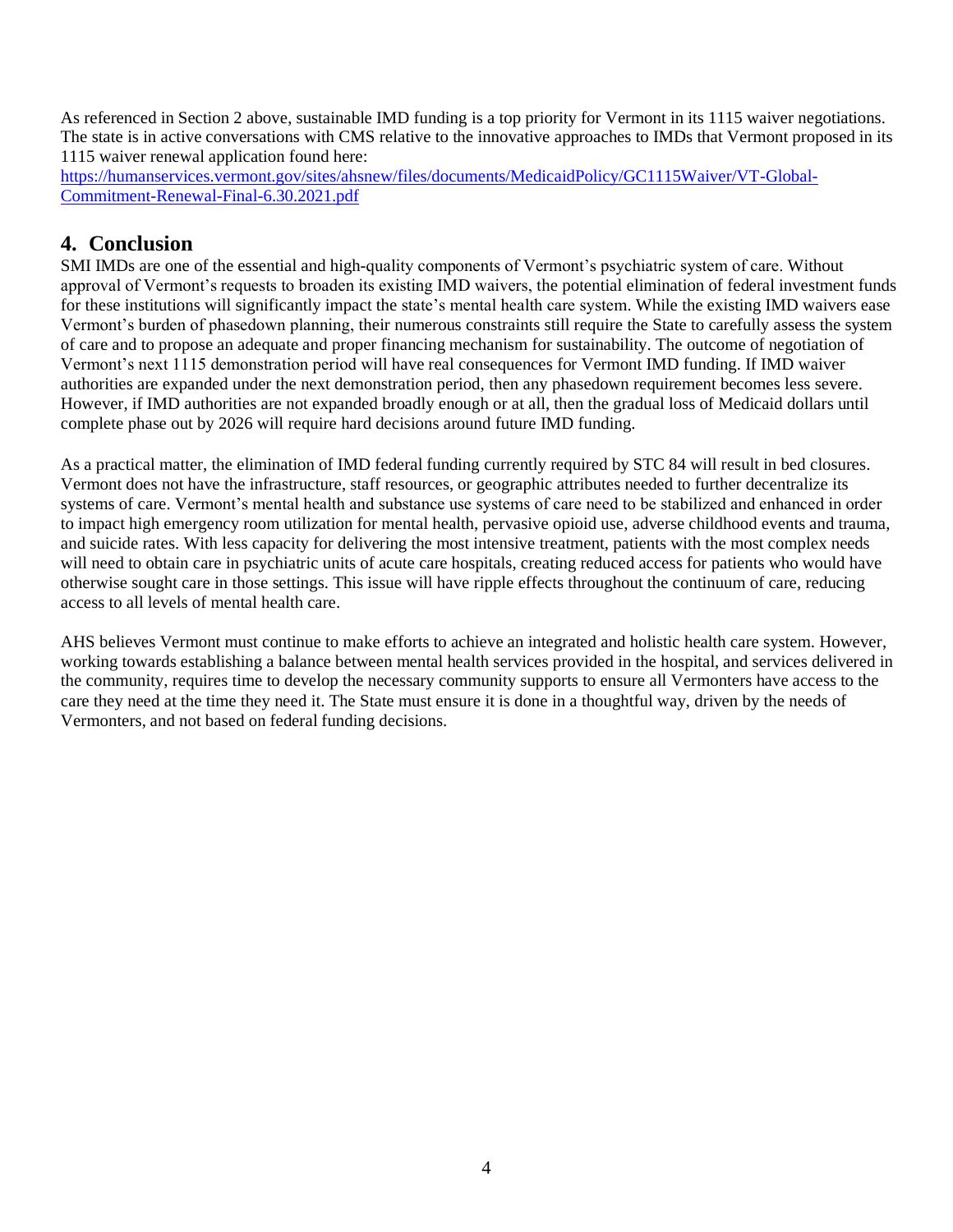As referenced in Section 2 above, sustainable IMD funding is a top priority for Vermont in its 1115 waiver negotiations. The state is in active conversations with CMS relative to the innovative approaches to IMDs that Vermont proposed in its 1115 waiver renewal application found here: [https://humanservices.vermont.gov/sites/ahsnew/files/documents/MedicaidPolicy/GC1115Waiver/VT-Global-Commitment-Renewal-Final-6.30.2021.pdf](https://humanservices.vermont.gov/sites/ahsnew/files/documents/MedicaidPolicy/GC1115Waiver/VT-Global-Commitment-Renewal-Final-6.30.2021.pdf)

## 4. Conclusion

SMI IMDs are one of the essential and high-quality components of Vermont's psychiatric system of care. Without approval of Vermont's requests to broaden its existing IMD waivers, the potential elimination of federal investment funds for these institutions will significantly impact the state's mental health care system. While the existing IMD waivers ease Vermont's burden of phasedown planning, their numerous constraints still require the State to carefully assess the system of care and to propose an adequate and proper financing mechanism for sustainability. The outcome of negotiation of Vermont's next 1115 demonstration period will have real consequences for Vermont IMD funding. If IMD waiver authorities are expanded under the next demonstration period, then any phasedown requirement becomes less severe. However, if IMD authorities are not expanded broadly enough or at all, then the gradual loss of Medicaid dollars until complete phase out by 2026 will require hard decisions around future IMD funding.

As a practical matter, the elimination of IMD federal funding currently required by STC 84 will result in bed closures. Vermont does not have the infrastructure, staff resources, or geographic attributes needed to further decentralize its systems of care. Vermont's mental health and substance use systems of care need to be stabilized and enhanced in order to impact high emergency room utilization for mental health, pervasive opioid use, adverse childhood events and trauma, and suicide rates. With less capacity for delivering the most intensive treatment, patients with the most complex needs will need to obtain care in psychiatric units of acute care hospitals, creating reduced access for patients who would have otherwise sought care in those settings. This issue will have ripple effects throughout the continuum of care, reducing access to all levels of mental health care.

AHS believes Vermont must continue to make efforts to achieve an integrated and holistic health care system. However, working towards establishing a balance between mental health services provided in the hospital, and services delivered in the community, requires time to develop the necessary community supports to ensure all Vermonters have access to the care they need at the time they need it. The State must ensure it is done in a thoughtful way, driven by the needs of Vermonters, and not based on federal funding decisions.